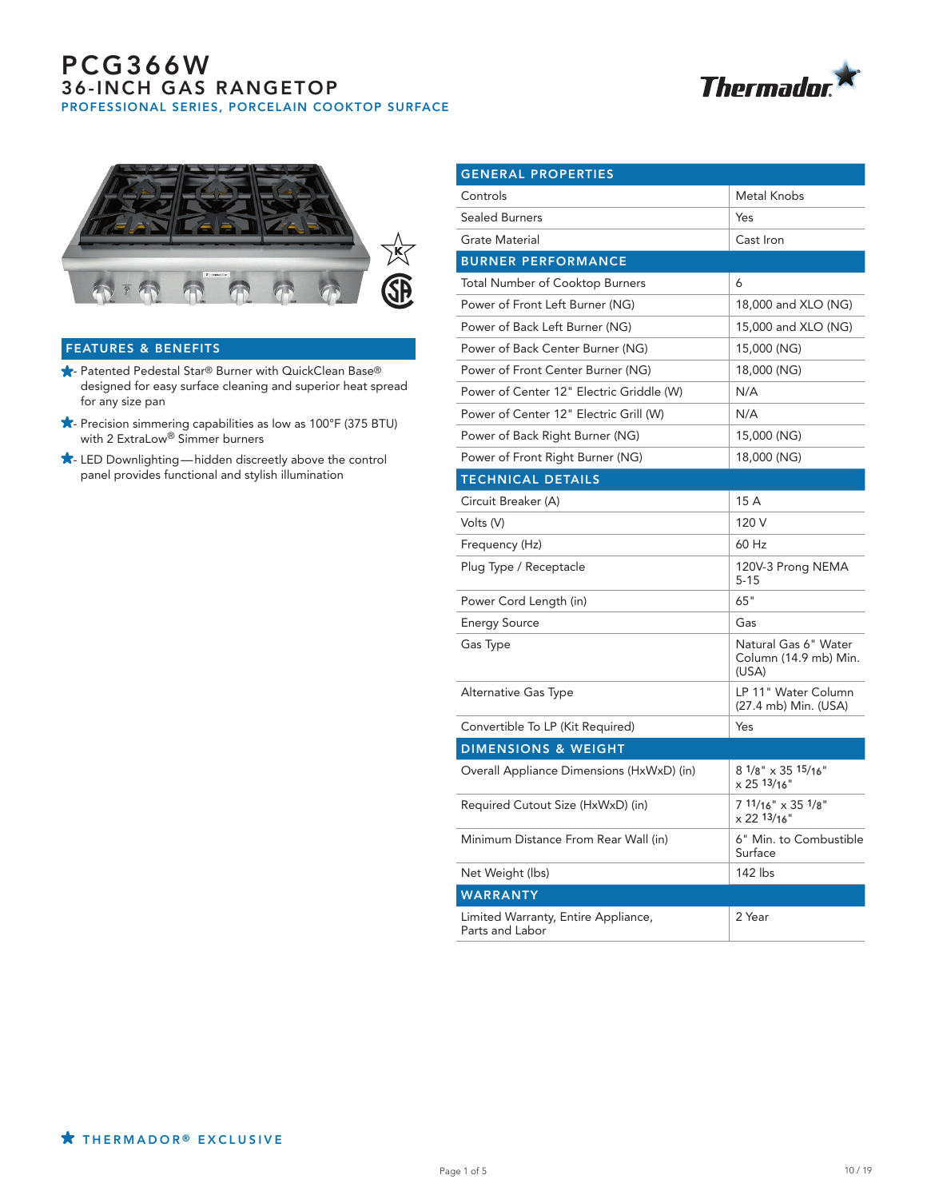# PCG366W

## 36-INCH GAS RANGETOP

### PROFESSIONAL SERIES, PORCELAIN COOKTOP SURFACE

Thermador

## FEATURES & BENEFITS

- Patented Pedestal Star® Burner with QuickClean Base® designed for easy surface cleaning and superior heat spread for any size pan
- Precision simmering capabilities as low as 100°F (375 BTU) with 2 ExtraLow® Simmer burners
- LED Downlighting—hidden discreetly above the control panel provides functional and stylish illumination

| GENERAL PROPERTIES | |
|---|---|
| Controls | Metal Knobs |
| Sealed Burners | Yes |
| Grate Material | Cast Iron |
| **BURNER PERFORMANCE** | |
| Total Number of Cooktop Burners | 6 |
| Power of Front Left Burner (NG) | 18,000 and XLO (NG) |
| Power of Back Left Burner (NG) | 15,000 and XLO (NG) |
| Power of Back Center Burner (NG) | 15,000 (NG) |
| Power of Front Center Burner (NG) | 18,000 (NG) |
| Power of Center 12" Electric Griddle (W) | N/A |
| Power of Center 12" Electric Grill (W) | N/A |
| Power of Back Right Burner (NG) | 15,000 (NG) |
| Power of Front Right Burner (NG) | 18,000 (NG) |
| **TECHNICAL DETAILS** | |
| Circuit Breaker (A) | 15 A |
| Volts (V) | 120 V |
| Frequency (Hz) | 60 Hz |
| Plug Type / Receptacle | 120V-3 Prong NEMA 5-15 |
| Power Cord Length (in) | 65" |
| Energy Source | Gas |
| Gas Type | Natural Gas 6" Water Column (14.9 mb) Min. (USA) |
| Alternative Gas Type | LP 11" Water Column (27.4 mb) Min. (USA) |
| Convertible To LP (Kit Required) | Yes |
| **DIMENSIONS & WEIGHT** | |
| Overall Appliance Dimensions (HxWxD) (in) | 8 1/8" x 35 15/16" x 25 13/16" |
| Required Cutout Size (HxWxD) (in) | 7 11/16" x 35 1/8" x 22 13/16" |
| Minimum Distance From Rear Wall (in) | 6" Min. to Combustible Surface |
| Net Weight (lbs) | 142 lbs |
| **WARRANTY** | |
| Limited Warranty, Entire Appliance, Parts and Labor | 2 Year |

THERMADOR® EXCLUSIVE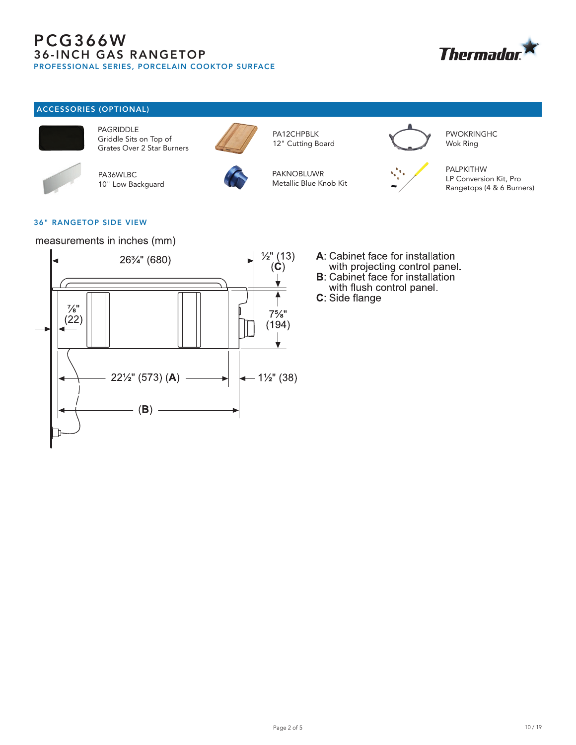# PCG366W

## 36-INCH GAS RANGETOP

### PROFESSIONAL SERIES, PORCELAIN COOKTOP SURFACE

## ACCESSORIES (OPTIONAL)

PAGRIDDLE
Griddle Sits on Top of Grates Over 2 Star Burners

PA12CHPBLK
12" Cutting Board

PWOKRINGHC
Wok Ring

PA36WLBC
10" Low Backguard

PAKNOBLUWR
Metallic Blue Knob Kit

PALPKITHW
LP Conversion Kit, Pro Rangetops (4 & 6 Burners)

## 36" RANGETOP SIDE VIEW

measurements in inches (mm)

26¾" (680)

½" (13) (**C**)

⅞" (22)

7⅝" (194)

22½" (573) (**A**)

1½" (38)

(**B**)

**A**: Cabinet face for installation with projecting control panel.
**B**: Cabinet face for installation with flush control panel.
**C**: Side flange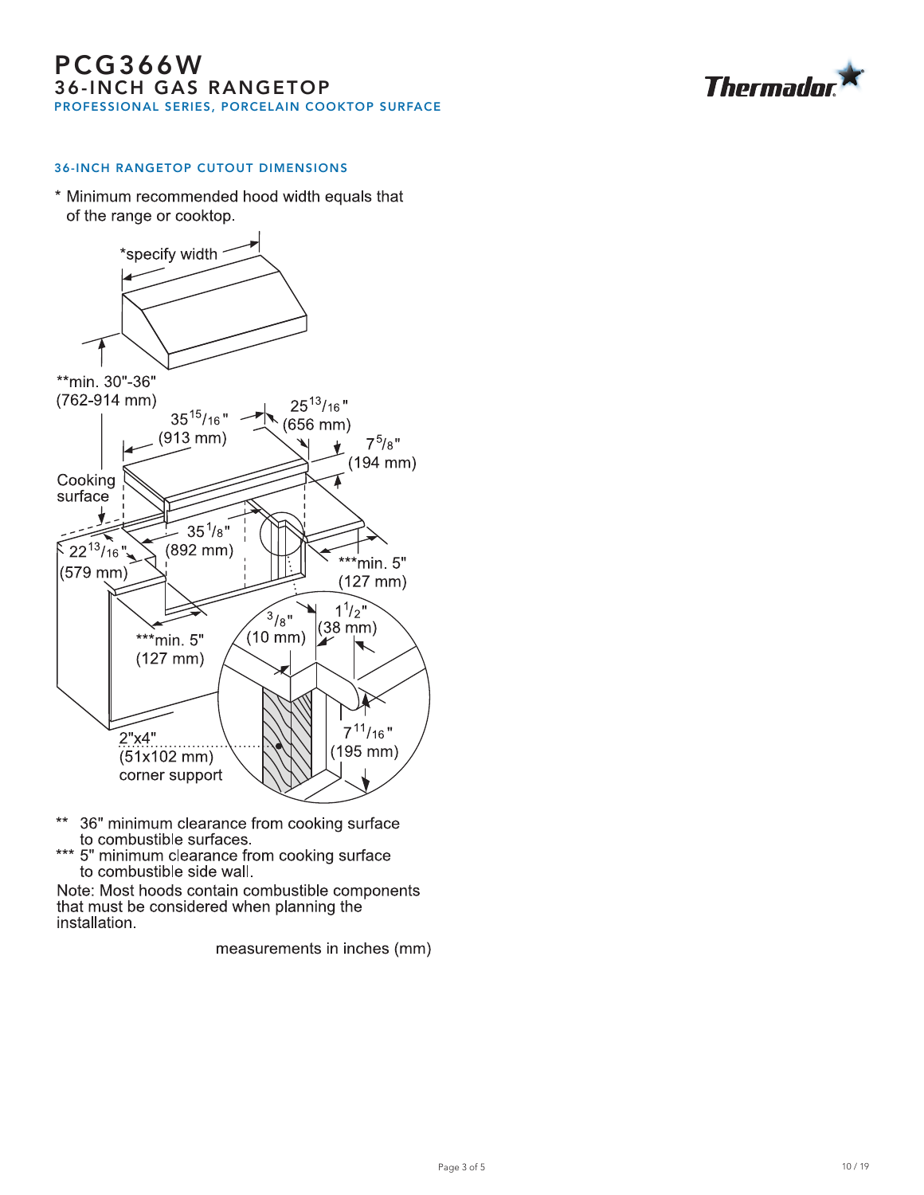# PCG366W

## 36-INCH GAS RANGETOP

### PROFESSIONAL SERIES, PORCELAIN COOKTOP SURFACE

### 36-INCH RANGETOP CUTOUT DIMENSIONS

\* Minimum recommended hood width equals that of the range or cooktop.

\*specify width

\*\*min. 30"-36" (762-914 mm)

Cooking surface

35 15/16" (913 mm)

25 13/16" (656 mm)

7 5/8" (194 mm)

35 1/8" (892 mm)

22 13/16" (579 mm)

\*\*\*min. 5" (127 mm)

\*\*\*min. 5" (127 mm)

3/8" (10 mm)

1 1/2" (38 mm)

7 11/16" (195 mm)

2"x4" (51x102 mm) corner support

\*\* 36" minimum clearance from cooking surface to combustible surfaces.

\*\*\* 5" minimum clearance from cooking surface to combustible side wall.

Note: Most hoods contain combustible components that must be considered when planning the installation.

measurements in inches (mm)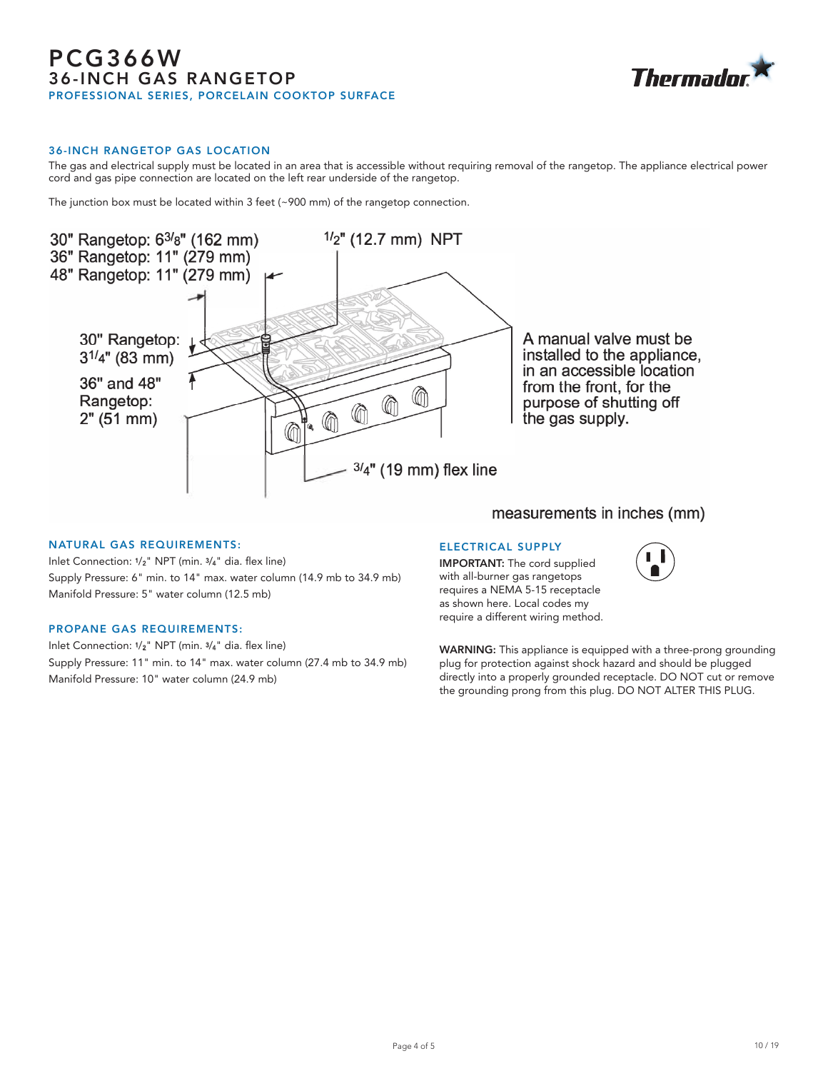# PCG366W
## 36-INCH GAS RANGETOP
### PROFESSIONAL SERIES, PORCELAIN COOKTOP SURFACE

### 36-INCH RANGETOP GAS LOCATION

The gas and electrical supply must be located in an area that is accessible without requiring removal of the rangetop. The appliance electrical power cord and gas pipe connection are located on the left rear underside of the rangetop.

The junction box must be located within 3 feet (~900 mm) of the rangetop connection.

30" Rangetop: 6 3/8" (162 mm)
36" Rangetop: 11" (279 mm)
48" Rangetop: 11" (279 mm)

1/2" (12.7 mm) NPT

30" Rangetop: 3 1/4" (83 mm)

36" and 48" Rangetop: 2" (51 mm)

A manual valve must be installed to the appliance, in an accessible location from the front, for the purpose of shutting off the gas supply.

3/4" (19 mm) flex line

measurements in inches (mm)

### NATURAL GAS REQUIREMENTS:

Inlet Connection: 1/2" NPT (min. 3/4" dia. flex line)
Supply Pressure: 6" min. to 14" max. water column (14.9 mb to 34.9 mb)
Manifold Pressure: 5" water column (12.5 mb)

### PROPANE GAS REQUIREMENTS:

Inlet Connection: 1/2" NPT (min. 3/4" dia. flex line)
Supply Pressure: 11" min. to 14" max. water column (27.4 mb to 34.9 mb)
Manifold Pressure: 10" water column (24.9 mb)

### ELECTRICAL SUPPLY

**IMPORTANT:** The cord supplied with all-burner gas rangetops requires a NEMA 5-15 receptacle as shown here. Local codes my require a different wiring method.

**WARNING:** This appliance is equipped with a three-prong grounding plug for protection against shock hazard and should be plugged directly into a properly grounded receptacle. DO NOT cut or remove the grounding prong from this plug. DO NOT ALTER THIS PLUG.

10 / 19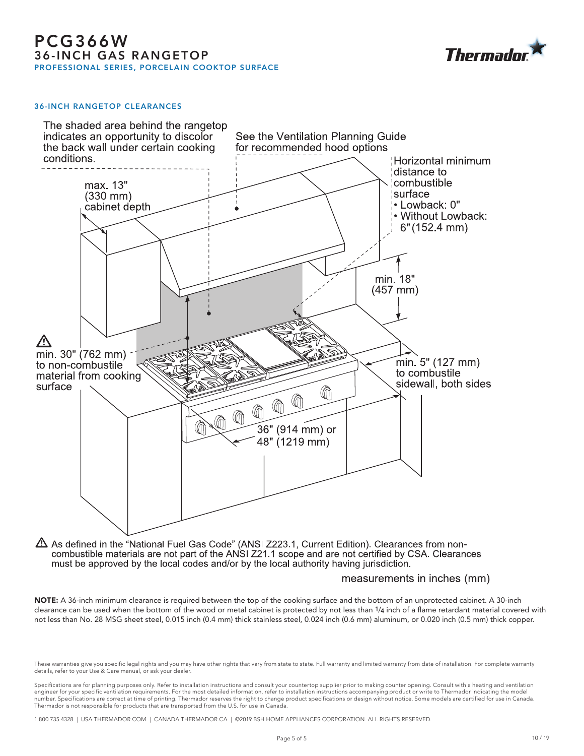# PCG366W

## 36-INCH GAS RANGETOP

PROFESSIONAL SERIES, PORCELAIN COOKTOP SURFACE

### 36-INCH RANGETOP CLEARANCES

The shaded area behind the rangetop indicates an opportunity to discolor the back wall under certain cooking conditions.

See the Ventilation Planning Guide for recommended hood options

Horizontal minimum distance to combustible surface
- Lowback: 0"
- Without Lowback: 6" (152.4 mm)

max. 13" (330 mm) cabinet depth

min. 18" (457 mm)

⚠ min. 30" (762 mm) to non-combustile material from cooking surface

min. 5" (127 mm) to combustile sidewall, both sides

36" (914 mm) or 48" (1219 mm)

⚠ As defined in the "National Fuel Gas Code" (ANSI Z223.1, Current Edition). Clearances from non-combustible materials are not part of the ANSI Z21.1 scope and are not certified by CSA. Clearances must be approved by the local codes and/or by the local authority having jurisdiction.

measurements in inches (mm)

**NOTE:** A 36-inch minimum clearance is required between the top of the cooking surface and the bottom of an unprotected cabinet. A 30-inch clearance can be used when the bottom of the wood or metal cabinet is protected by not less than 1/4 inch of a flame retardant material covered with not less than No. 28 MSG sheet steel, 0.015 inch (0.4 mm) thick stainless steel, 0.024 inch (0.6 mm) aluminum, or 0.020 inch (0.5 mm) thick copper.

These warranties give you specific legal rights and you may have other rights that vary from state to state. Full warranty and limited warranty from date of installation. For complete warranty details, refer to your Use & Care manual, or ask your dealer.

Specifications are for planning purposes only. Refer to installation instructions and consult your countertop supplier prior to making counter opening. Consult with a heating and ventilation engineer for your specific ventilation requirements. For the most detailed information, refer to installation instructions accompanying product or write to Thermador indicating the model number. Specifications are correct at time of printing. Thermador reserves the right to change product specifications or design without notice. Some models are certified for use in Canada. Thermador is not responsible for products that are transported from the U.S. for use in Canada.

1 800 735 4328 | USA THERMADOR.COM | CANADA THERMADOR.CA | ©2019 BSH HOME APPLIANCES CORPORATION. ALL RIGHTS RESERVED.

10 / 19